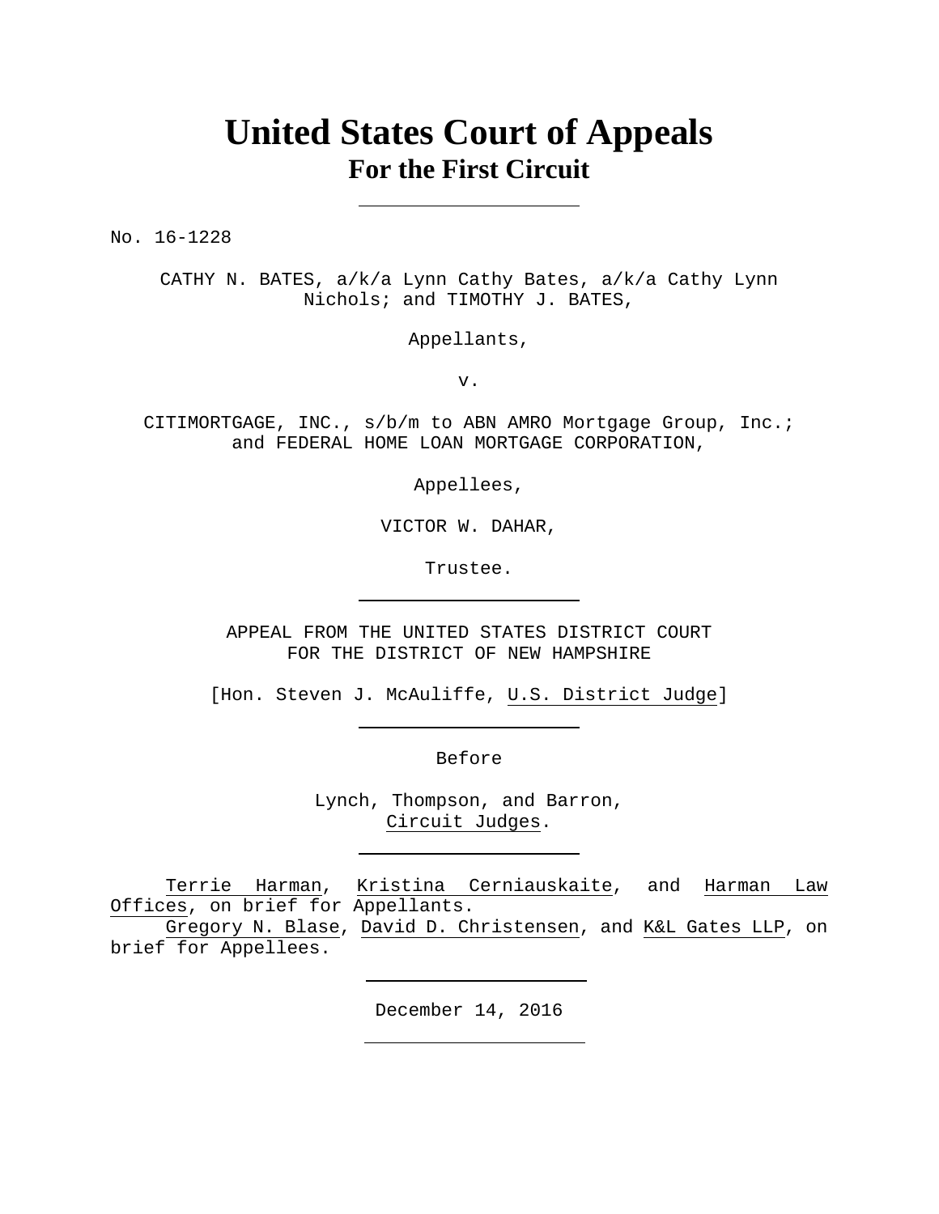# United States Court of Appeals
## For the First Circuit

No. 16-1228

CATHY N. BATES, a/k/a Lynn Cathy Bates, a/k/a Cathy Lynn Nichols; and TIMOTHY J. BATES,

Appellants,

v.

CITIMORTGAGE, INC., s/b/m to ABN AMRO Mortgage Group, Inc.; and FEDERAL HOME LOAN MORTGAGE CORPORATION,

Appellees,

VICTOR W. DAHAR,

Trustee.

APPEAL FROM THE UNITED STATES DISTRICT COURT
FOR THE DISTRICT OF NEW HAMPSHIRE

[Hon. Steven J. McAuliffe, U.S. District Judge]

Before

Lynch, Thompson, and Barron,
Circuit Judges.

Terrie Harman, Kristina Cerniauskaite, and Harman Law Offices, on brief for Appellants.

Gregory N. Blase, David D. Christensen, and K&L Gates LLP, on brief for Appellees.

December 14, 2016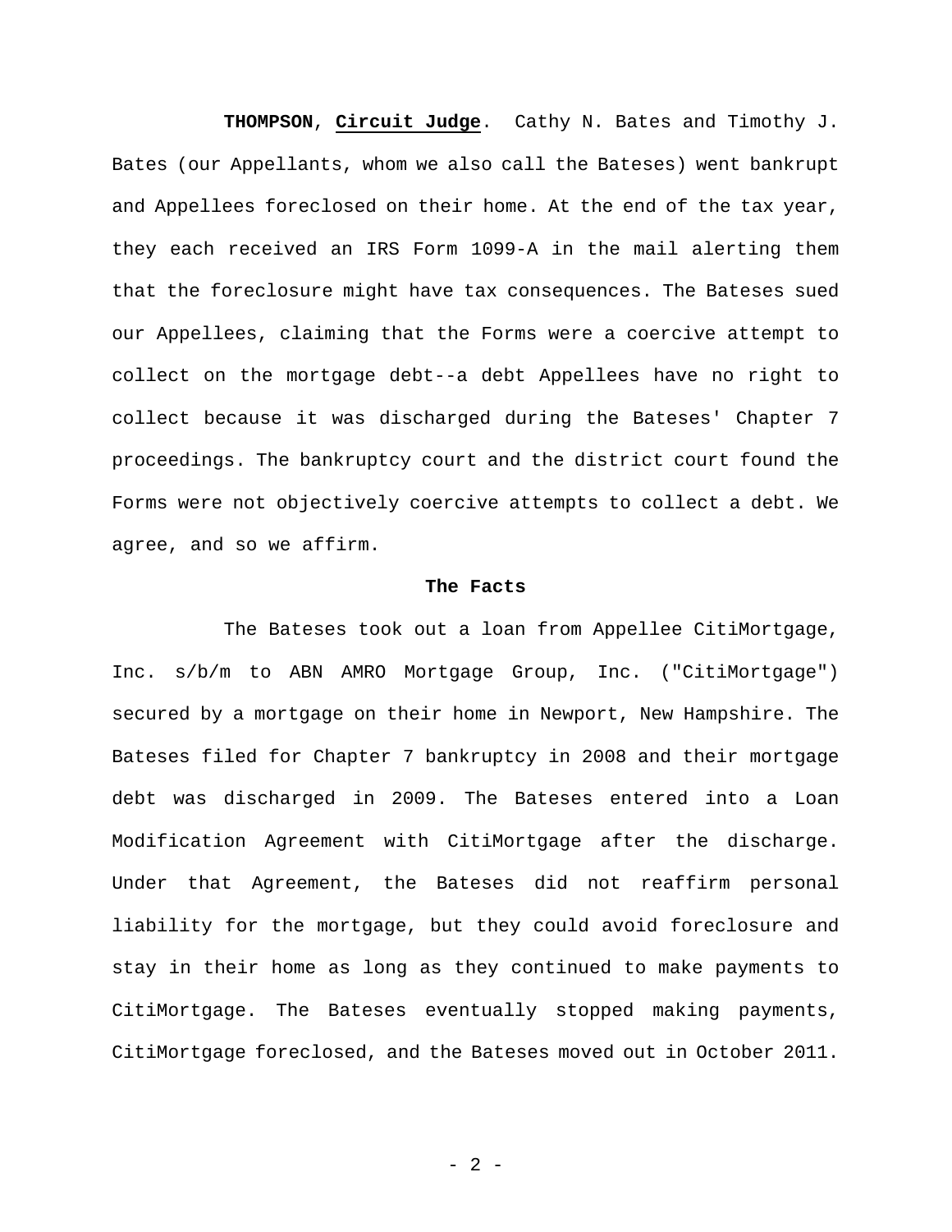**THOMPSON**, **Circuit Judge**. Cathy N. Bates and Timothy J. Bates (our Appellants, whom we also call the Bateses) went bankrupt and Appellees foreclosed on their home. At the end of the tax year, they each received an IRS Form 1099-A in the mail alerting them that the foreclosure might have tax consequences. The Bateses sued our Appellees, claiming that the Forms were a coercive attempt to collect on the mortgage debt--a debt Appellees have no right to collect because it was discharged during the Bateses' Chapter 7 proceedings. The bankruptcy court and the district court found the Forms were not objectively coercive attempts to collect a debt. We agree, and so we affirm.

**The Facts**

The Bateses took out a loan from Appellee CitiMortgage, Inc. s/b/m to ABN AMRO Mortgage Group, Inc. ("CitiMortgage") secured by a mortgage on their home in Newport, New Hampshire. The Bateses filed for Chapter 7 bankruptcy in 2008 and their mortgage debt was discharged in 2009. The Bateses entered into a Loan Modification Agreement with CitiMortgage after the discharge. Under that Agreement, the Bateses did not reaffirm personal liability for the mortgage, but they could avoid foreclosure and stay in their home as long as they continued to make payments to CitiMortgage. The Bateses eventually stopped making payments, CitiMortgage foreclosed, and the Bateses moved out in October 2011.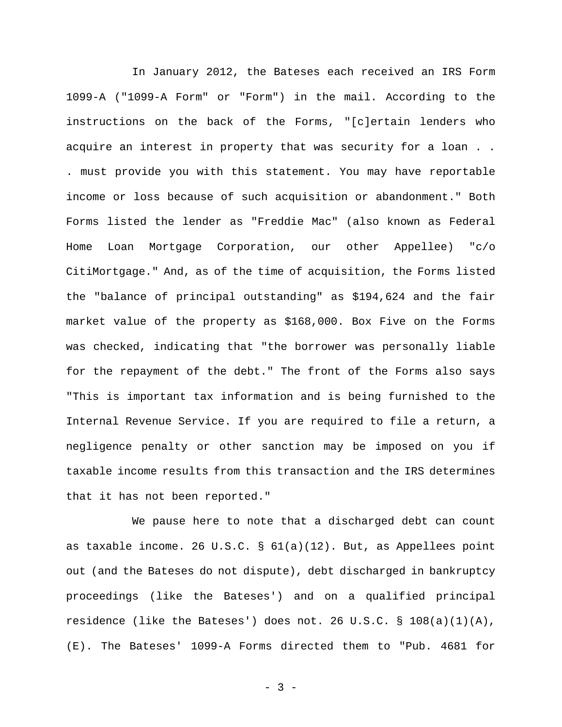In January 2012, the Bateses each received an IRS Form 1099-A ("1099-A Form" or "Form") in the mail. According to the instructions on the back of the Forms, "[c]ertain lenders who acquire an interest in property that was security for a loan . . . . must provide you with this statement. You may have reportable income or loss because of such acquisition or abandonment." Both Forms listed the lender as "Freddie Mac" (also known as Federal Home Loan Mortgage Corporation, our other Appellee) "c/o CitiMortgage." And, as of the time of acquisition, the Forms listed the "balance of principal outstanding" as $194,624 and the fair market value of the property as $168,000. Box Five on the Forms was checked, indicating that "the borrower was personally liable for the repayment of the debt." The front of the Forms also says "This is important tax information and is being furnished to the Internal Revenue Service. If you are required to file a return, a negligence penalty or other sanction may be imposed on you if taxable income results from this transaction and the IRS determines that it has not been reported."

We pause here to note that a discharged debt can count as taxable income. 26 U.S.C. § 61(a)(12). But, as Appellees point out (and the Bateses do not dispute), debt discharged in bankruptcy proceedings (like the Bateses') and on a qualified principal residence (like the Bateses') does not. 26 U.S.C. § 108(a)(1)(A), (E). The Bateses' 1099-A Forms directed them to "Pub. 4681 for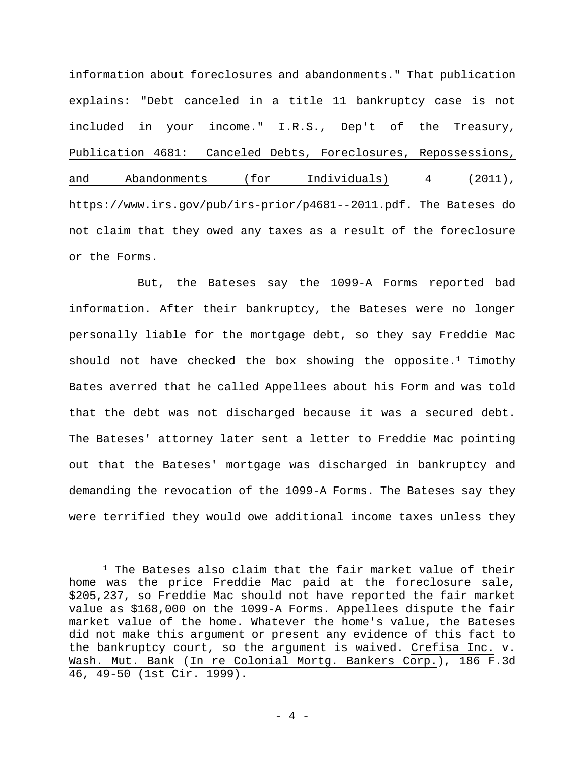information about foreclosures and abandonments." That publication explains: "Debt canceled in a title 11 bankruptcy case is not included in your income." I.R.S., Dep't of the Treasury, Publication 4681: Canceled Debts, Foreclosures, Repossessions, and Abandonments (for Individuals) 4 (2011), https://www.irs.gov/pub/irs-prior/p4681--2011.pdf. The Bateses do not claim that they owed any taxes as a result of the foreclosure or the Forms.

But, the Bateses say the 1099-A Forms reported bad information. After their bankruptcy, the Bateses were no longer personally liable for the mortgage debt, so they say Freddie Mac should not have checked the box showing the opposite.[1] Timothy Bates averred that he called Appellees about his Form and was told that the debt was not discharged because it was a secured debt. The Bateses' attorney later sent a letter to Freddie Mac pointing out that the Bateses' mortgage was discharged in bankruptcy and demanding the revocation of the 1099-A Forms. The Bateses say they were terrified they would owe additional income taxes unless they

---

[1] The Bateses also claim that the fair market value of their home was the price Freddie Mac paid at the foreclosure sale, $205,237, so Freddie Mac should not have reported the fair market value as $168,000 on the 1099-A Forms. Appellees dispute the fair market value of the home. Whatever the home's value, the Bateses did not make this argument or present any evidence of this fact to the bankruptcy court, so the argument is waived. Crefisa Inc. v. Wash. Mut. Bank (In re Colonial Mortg. Bankers Corp.), 186 F.3d 46, 49-50 (1st Cir. 1999).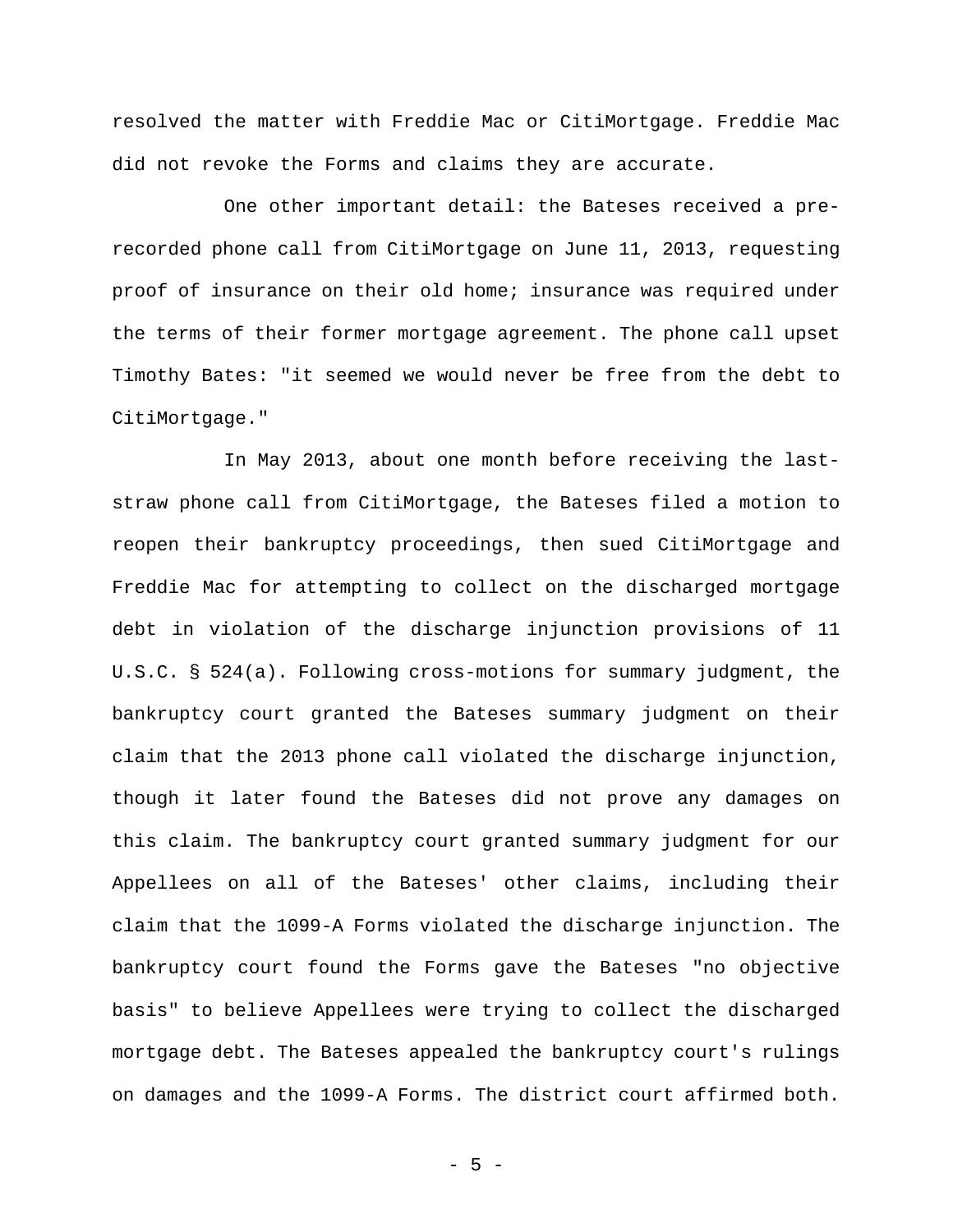resolved the matter with Freddie Mac or CitiMortgage. Freddie Mac did not revoke the Forms and claims they are accurate.

One other important detail: the Bateses received a pre-recorded phone call from CitiMortgage on June 11, 2013, requesting proof of insurance on their old home; insurance was required under the terms of their former mortgage agreement. The phone call upset Timothy Bates: "it seemed we would never be free from the debt to CitiMortgage."

In May 2013, about one month before receiving the last-straw phone call from CitiMortgage, the Bateses filed a motion to reopen their bankruptcy proceedings, then sued CitiMortgage and Freddie Mac for attempting to collect on the discharged mortgage debt in violation of the discharge injunction provisions of 11 U.S.C. § 524(a). Following cross-motions for summary judgment, the bankruptcy court granted the Bateses summary judgment on their claim that the 2013 phone call violated the discharge injunction, though it later found the Bateses did not prove any damages on this claim. The bankruptcy court granted summary judgment for our Appellees on all of the Bateses' other claims, including their claim that the 1099-A Forms violated the discharge injunction. The bankruptcy court found the Forms gave the Bateses "no objective basis" to believe Appellees were trying to collect the discharged mortgage debt. The Bateses appealed the bankruptcy court's rulings on damages and the 1099-A Forms. The district court affirmed both.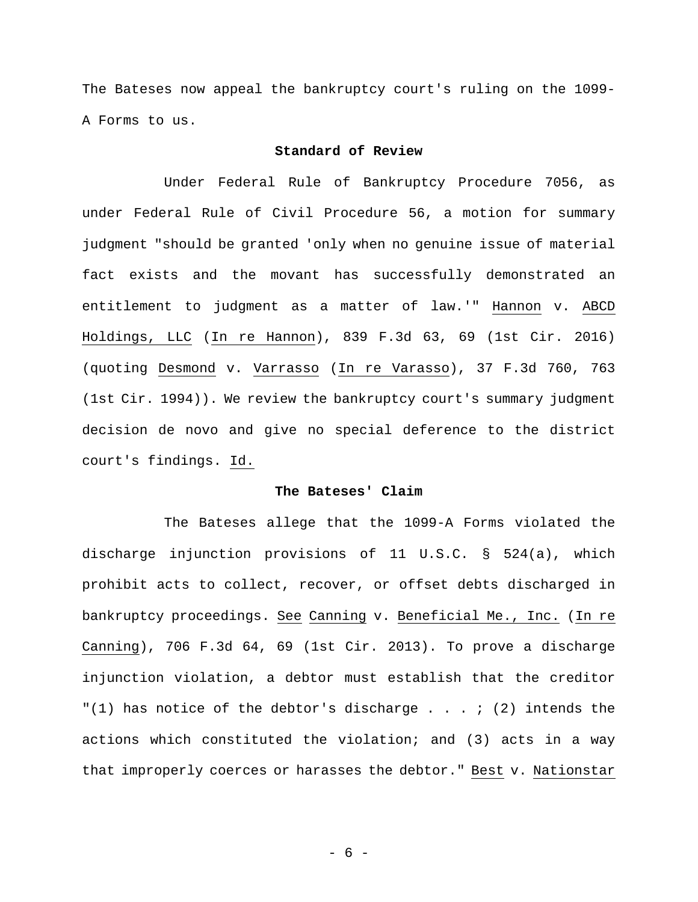The Bateses now appeal the bankruptcy court's ruling on the 1099-A Forms to us.

**Standard of Review**

Under Federal Rule of Bankruptcy Procedure 7056, as under Federal Rule of Civil Procedure 56, a motion for summary judgment "should be granted 'only when no genuine issue of material fact exists and the movant has successfully demonstrated an entitlement to judgment as a matter of law.'" Hannon v. ABCD Holdings, LLC (In re Hannon), 839 F.3d 63, 69 (1st Cir. 2016) (quoting Desmond v. Varrasso (In re Varasso), 37 F.3d 760, 763 (1st Cir. 1994)). We review the bankruptcy court's summary judgment decision de novo and give no special deference to the district court's findings. Id.

**The Bateses' Claim**

The Bateses allege that the 1099-A Forms violated the discharge injunction provisions of 11 U.S.C. § 524(a), which prohibit acts to collect, recover, or offset debts discharged in bankruptcy proceedings. See Canning v. Beneficial Me., Inc. (In re Canning), 706 F.3d 64, 69 (1st Cir. 2013). To prove a discharge injunction violation, a debtor must establish that the creditor "(1) has notice of the debtor's discharge . . . ; (2) intends the actions which constituted the violation; and (3) acts in a way that improperly coerces or harasses the debtor." Best v. Nationstar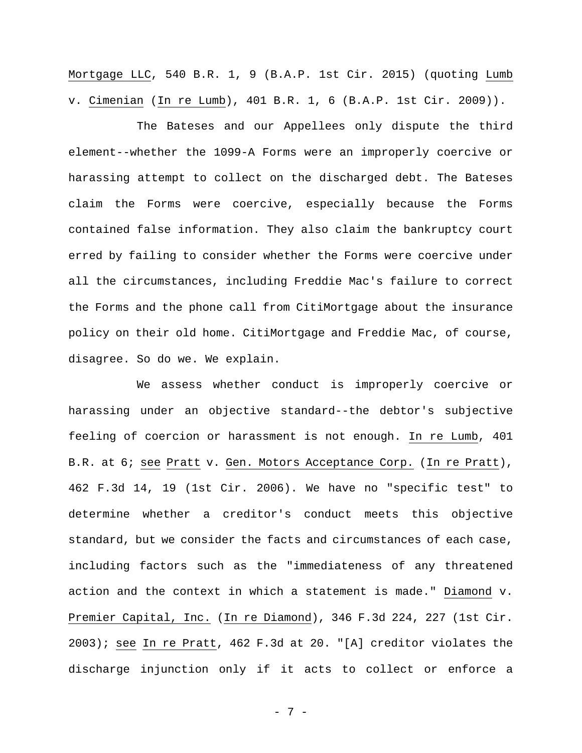Mortgage LLC, 540 B.R. 1, 9 (B.A.P. 1st Cir. 2015) (quoting Lumb v. Cimenian (In re Lumb), 401 B.R. 1, 6 (B.A.P. 1st Cir. 2009)).

The Bateses and our Appellees only dispute the third element--whether the 1099-A Forms were an improperly coercive or harassing attempt to collect on the discharged debt. The Bateses claim the Forms were coercive, especially because the Forms contained false information. They also claim the bankruptcy court erred by failing to consider whether the Forms were coercive under all the circumstances, including Freddie Mac's failure to correct the Forms and the phone call from CitiMortgage about the insurance policy on their old home. CitiMortgage and Freddie Mac, of course, disagree. So do we. We explain.

We assess whether conduct is improperly coercive or harassing under an objective standard--the debtor's subjective feeling of coercion or harassment is not enough. In re Lumb, 401 B.R. at 6; see Pratt v. Gen. Motors Acceptance Corp. (In re Pratt), 462 F.3d 14, 19 (1st Cir. 2006). We have no "specific test" to determine whether a creditor's conduct meets this objective standard, but we consider the facts and circumstances of each case, including factors such as the "immediateness of any threatened action and the context in which a statement is made." Diamond v. Premier Capital, Inc. (In re Diamond), 346 F.3d 224, 227 (1st Cir. 2003); see In re Pratt, 462 F.3d at 20. "[A] creditor violates the discharge injunction only if it acts to collect or enforce a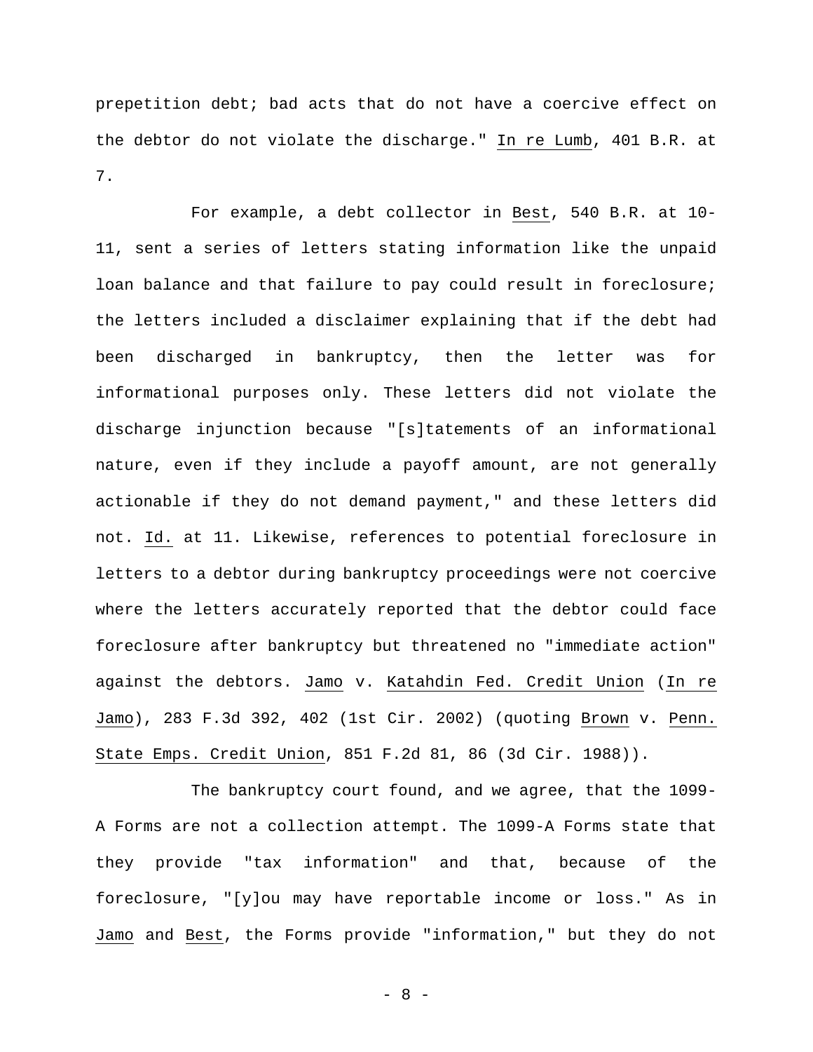prepetition debt; bad acts that do not have a coercive effect on the debtor do not violate the discharge." In re Lumb, 401 B.R. at 7.

For example, a debt collector in Best, 540 B.R. at 10-11, sent a series of letters stating information like the unpaid loan balance and that failure to pay could result in foreclosure; the letters included a disclaimer explaining that if the debt had been discharged in bankruptcy, then the letter was for informational purposes only. These letters did not violate the discharge injunction because "[s]tatements of an informational nature, even if they include a payoff amount, are not generally actionable if they do not demand payment," and these letters did not. Id. at 11. Likewise, references to potential foreclosure in letters to a debtor during bankruptcy proceedings were not coercive where the letters accurately reported that the debtor could face foreclosure after bankruptcy but threatened no "immediate action" against the debtors. Jamo v. Katahdin Fed. Credit Union (In re Jamo), 283 F.3d 392, 402 (1st Cir. 2002) (quoting Brown v. Penn. State Emps. Credit Union, 851 F.2d 81, 86 (3d Cir. 1988)).

The bankruptcy court found, and we agree, that the 1099-A Forms are not a collection attempt. The 1099-A Forms state that they provide "tax information" and that, because of the foreclosure, "[y]ou may have reportable income or loss." As in Jamo and Best, the Forms provide "information," but they do not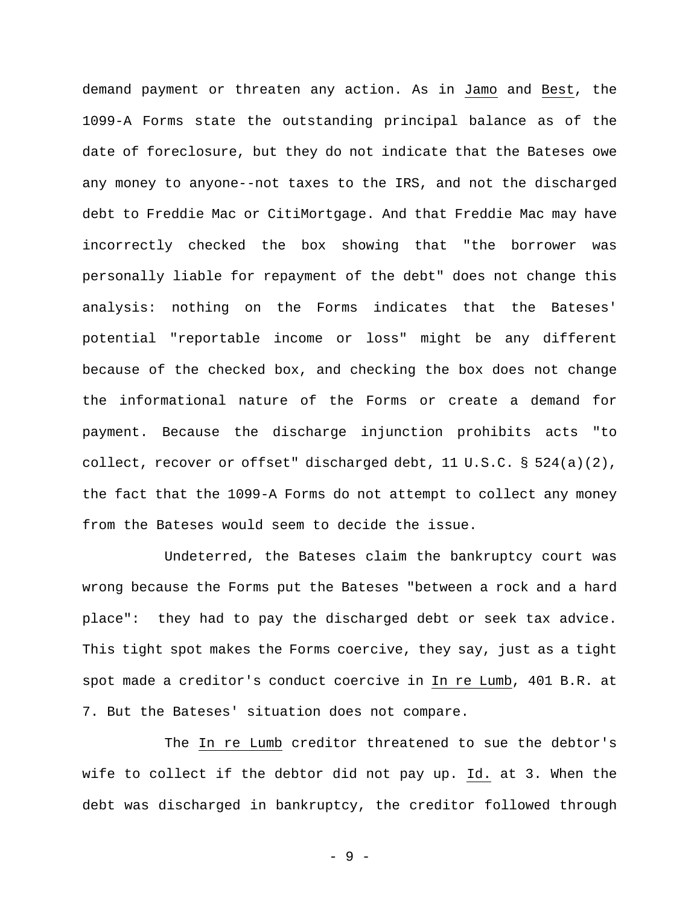demand payment or threaten any action. As in Jamo and Best, the 1099-A Forms state the outstanding principal balance as of the date of foreclosure, but they do not indicate that the Bateses owe any money to anyone--not taxes to the IRS, and not the discharged debt to Freddie Mac or CitiMortgage. And that Freddie Mac may have incorrectly checked the box showing that "the borrower was personally liable for repayment of the debt" does not change this analysis: nothing on the Forms indicates that the Bateses' potential "reportable income or loss" might be any different because of the checked box, and checking the box does not change the informational nature of the Forms or create a demand for payment. Because the discharge injunction prohibits acts "to collect, recover or offset" discharged debt, 11 U.S.C. § 524(a)(2), the fact that the 1099-A Forms do not attempt to collect any money from the Bateses would seem to decide the issue.

Undeterred, the Bateses claim the bankruptcy court was wrong because the Forms put the Bateses "between a rock and a hard place": they had to pay the discharged debt or seek tax advice. This tight spot makes the Forms coercive, they say, just as a tight spot made a creditor's conduct coercive in In re Lumb, 401 B.R. at 7. But the Bateses' situation does not compare.

The In re Lumb creditor threatened to sue the debtor's wife to collect if the debtor did not pay up. Id. at 3. When the debt was discharged in bankruptcy, the creditor followed through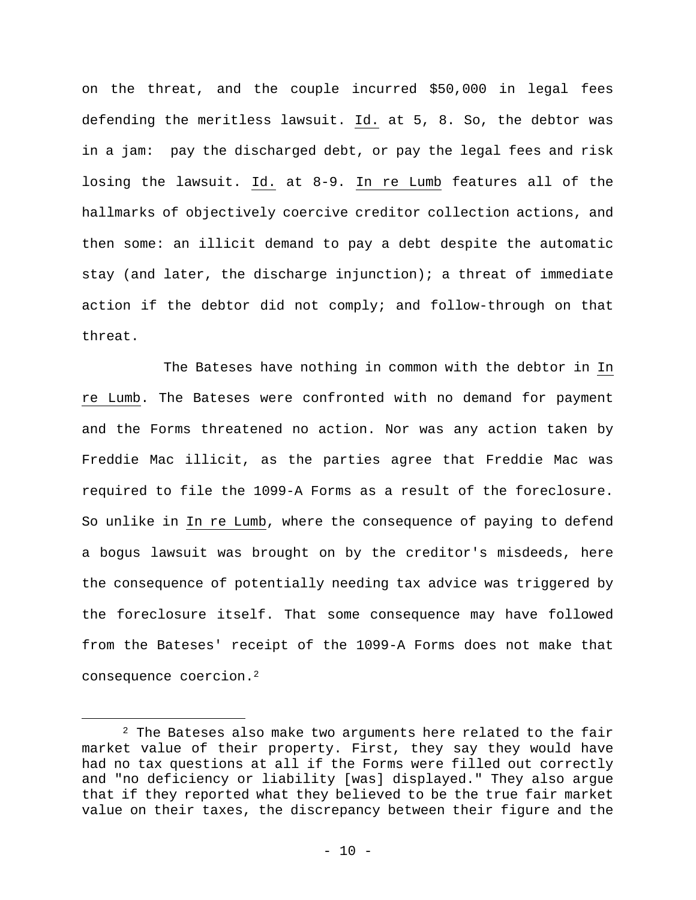on the threat, and the couple incurred $50,000 in legal fees defending the meritless lawsuit. Id. at 5, 8. So, the debtor was in a jam: pay the discharged debt, or pay the legal fees and risk losing the lawsuit. Id. at 8-9. In re Lumb features all of the hallmarks of objectively coercive creditor collection actions, and then some: an illicit demand to pay a debt despite the automatic stay (and later, the discharge injunction); a threat of immediate action if the debtor did not comply; and follow-through on that threat.

The Bateses have nothing in common with the debtor in In re Lumb. The Bateses were confronted with no demand for payment and the Forms threatened no action. Nor was any action taken by Freddie Mac illicit, as the parties agree that Freddie Mac was required to file the 1099-A Forms as a result of the foreclosure. So unlike in In re Lumb, where the consequence of paying to defend a bogus lawsuit was brought on by the creditor's misdeeds, here the consequence of potentially needing tax advice was triggered by the foreclosure itself. That some consequence may have followed from the Bateses' receipt of the 1099-A Forms does not make that consequence coercion.[2]

[2] The Bateses also make two arguments here related to the fair market value of their property. First, they say they would have had no tax questions at all if the Forms were filled out correctly and "no deficiency or liability [was] displayed." They also argue that if they reported what they believed to be the true fair market value on their taxes, the discrepancy between their figure and the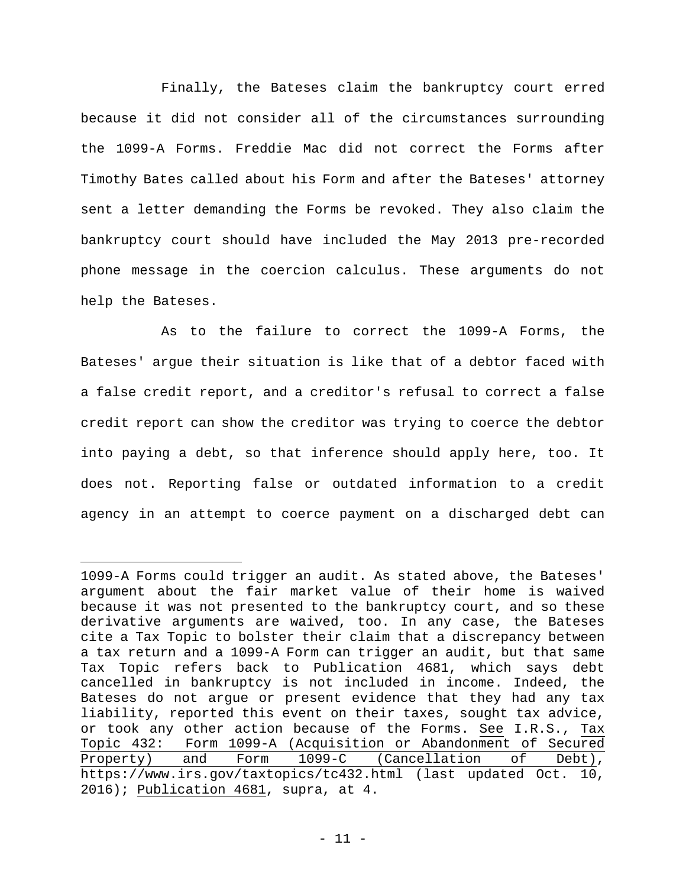Finally, the Bateses claim the bankruptcy court erred because it did not consider all of the circumstances surrounding the 1099-A Forms. Freddie Mac did not correct the Forms after Timothy Bates called about his Form and after the Bateses' attorney sent a letter demanding the Forms be revoked. They also claim the bankruptcy court should have included the May 2013 pre-recorded phone message in the coercion calculus. These arguments do not help the Bateses.

As to the failure to correct the 1099-A Forms, the Bateses' argue their situation is like that of a debtor faced with a false credit report, and a creditor's refusal to correct a false credit report can show the creditor was trying to coerce the debtor into paying a debt, so that inference should apply here, too. It does not. Reporting false or outdated information to a credit agency in an attempt to coerce payment on a discharged debt can

---

1099-A Forms could trigger an audit. As stated above, the Bateses' argument about the fair market value of their home is waived because it was not presented to the bankruptcy court, and so these derivative arguments are waived, too. In any case, the Bateses cite a Tax Topic to bolster their claim that a discrepancy between a tax return and a 1099-A Form can trigger an audit, but that same Tax Topic refers back to Publication 4681, which says debt cancelled in bankruptcy is not included in income. Indeed, the Bateses do not argue or present evidence that they had any tax liability, reported this event on their taxes, sought tax advice, or took any other action because of the Forms. See I.R.S., Tax Topic 432: Form 1099-A (Acquisition or Abandonment of Secured Property) and Form 1099-C (Cancellation of Debt), https://www.irs.gov/taxtopics/tc432.html (last updated Oct. 10, 2016); Publication 4681, supra, at 4.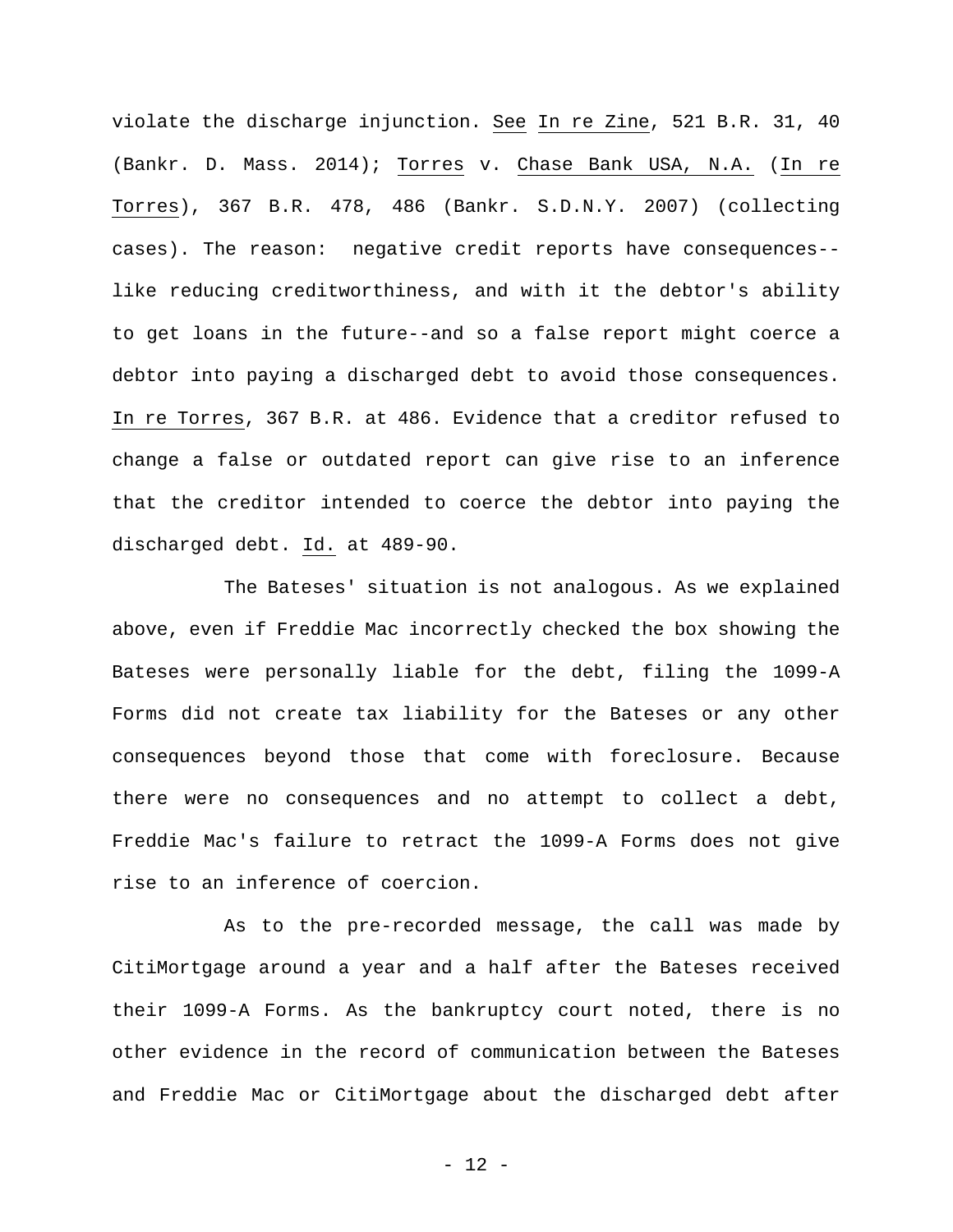violate the discharge injunction. See In re Zine, 521 B.R. 31, 40 (Bankr. D. Mass. 2014); Torres v. Chase Bank USA, N.A. (In re Torres), 367 B.R. 478, 486 (Bankr. S.D.N.Y. 2007) (collecting cases). The reason: negative credit reports have consequences--like reducing creditworthiness, and with it the debtor's ability to get loans in the future--and so a false report might coerce a debtor into paying a discharged debt to avoid those consequences. In re Torres, 367 B.R. at 486. Evidence that a creditor refused to change a false or outdated report can give rise to an inference that the creditor intended to coerce the debtor into paying the discharged debt. Id. at 489-90.

The Bateses' situation is not analogous. As we explained above, even if Freddie Mac incorrectly checked the box showing the Bateses were personally liable for the debt, filing the 1099-A Forms did not create tax liability for the Bateses or any other consequences beyond those that come with foreclosure. Because there were no consequences and no attempt to collect a debt, Freddie Mac's failure to retract the 1099-A Forms does not give rise to an inference of coercion.

As to the pre-recorded message, the call was made by CitiMortgage around a year and a half after the Bateses received their 1099-A Forms. As the bankruptcy court noted, there is no other evidence in the record of communication between the Bateses and Freddie Mac or CitiMortgage about the discharged debt after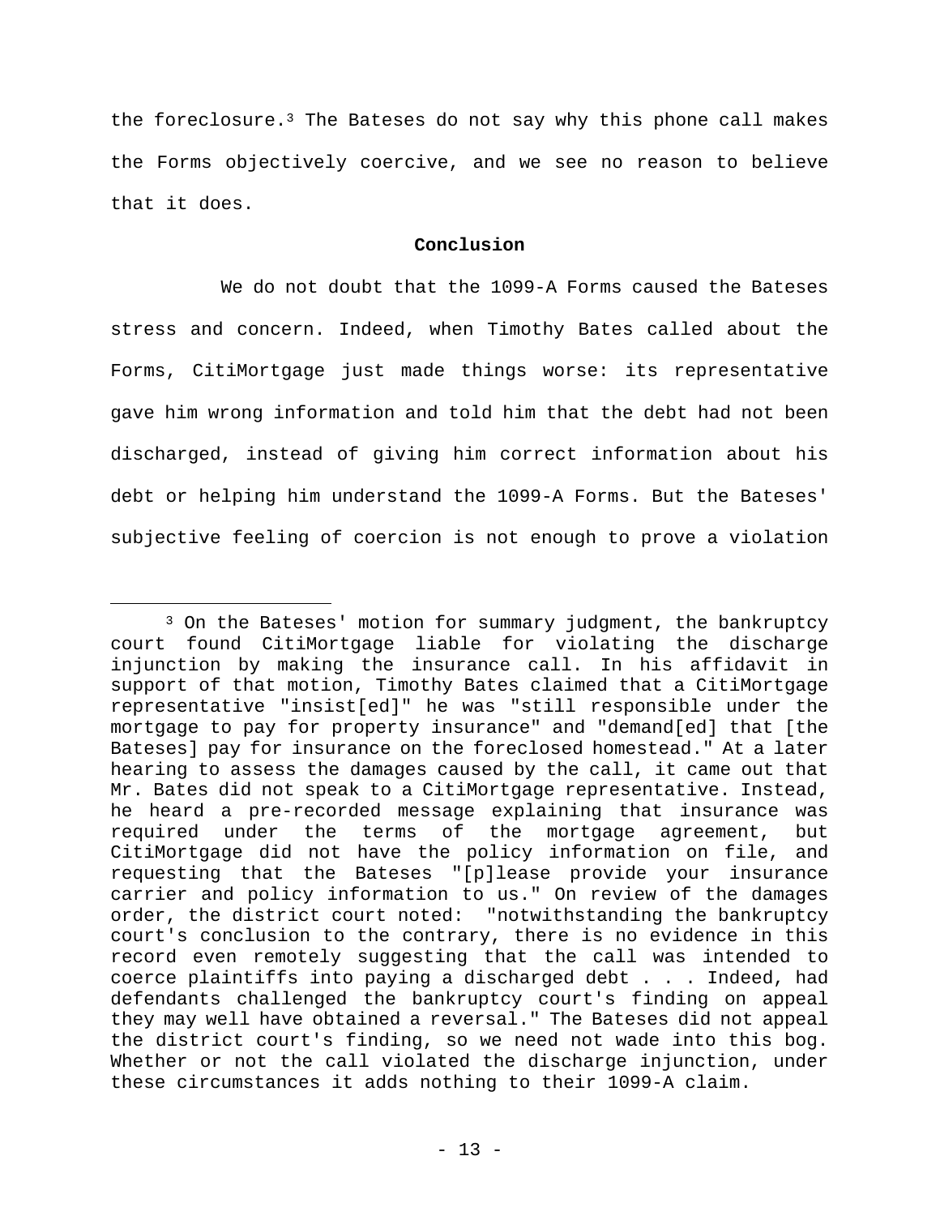the foreclosure.[3] The Bateses do not say why this phone call makes the Forms objectively coercive, and we see no reason to believe that it does.

**Conclusion**

We do not doubt that the 1099-A Forms caused the Bateses stress and concern. Indeed, when Timothy Bates called about the Forms, CitiMortgage just made things worse: its representative gave him wrong information and told him that the debt had not been discharged, instead of giving him correct information about his debt or helping him understand the 1099-A Forms. But the Bateses' subjective feeling of coercion is not enough to prove a violation

---

[3] On the Bateses' motion for summary judgment, the bankruptcy court found CitiMortgage liable for violating the discharge injunction by making the insurance call. In his affidavit in support of that motion, Timothy Bates claimed that a CitiMortgage representative "insist[ed]" he was "still responsible under the mortgage to pay for property insurance" and "demand[ed] that [the Bateses] pay for insurance on the foreclosed homestead." At a later hearing to assess the damages caused by the call, it came out that Mr. Bates did not speak to a CitiMortgage representative. Instead, he heard a pre-recorded message explaining that insurance was required under the terms of the mortgage agreement, but CitiMortgage did not have the policy information on file, and requesting that the Bateses "[p]lease provide your insurance carrier and policy information to us." On review of the damages order, the district court noted: "notwithstanding the bankruptcy court's conclusion to the contrary, there is no evidence in this record even remotely suggesting that the call was intended to coerce plaintiffs into paying a discharged debt . . . Indeed, had defendants challenged the bankruptcy court's finding on appeal they may well have obtained a reversal." The Bateses did not appeal the district court's finding, so we need not wade into this bog. Whether or not the call violated the discharge injunction, under these circumstances it adds nothing to their 1099-A claim.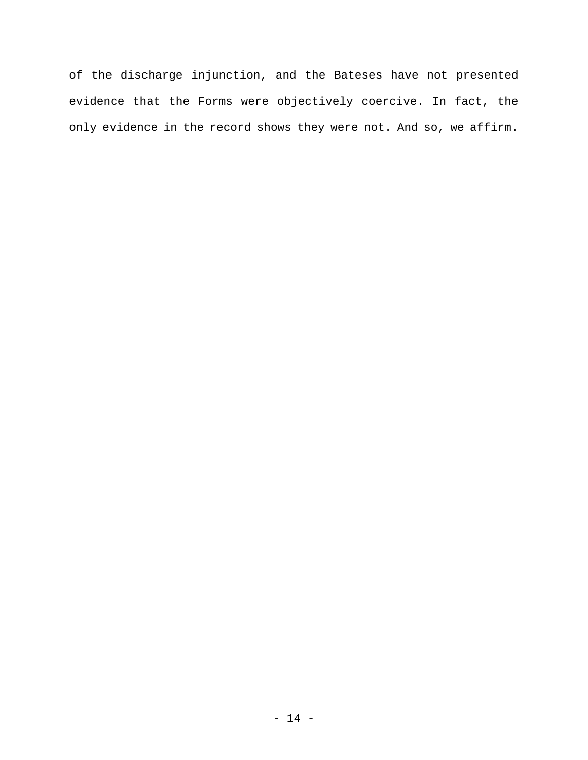of the discharge injunction, and the Bateses have not presented evidence that the Forms were objectively coercive. In fact, the only evidence in the record shows they were not. And so, we affirm.